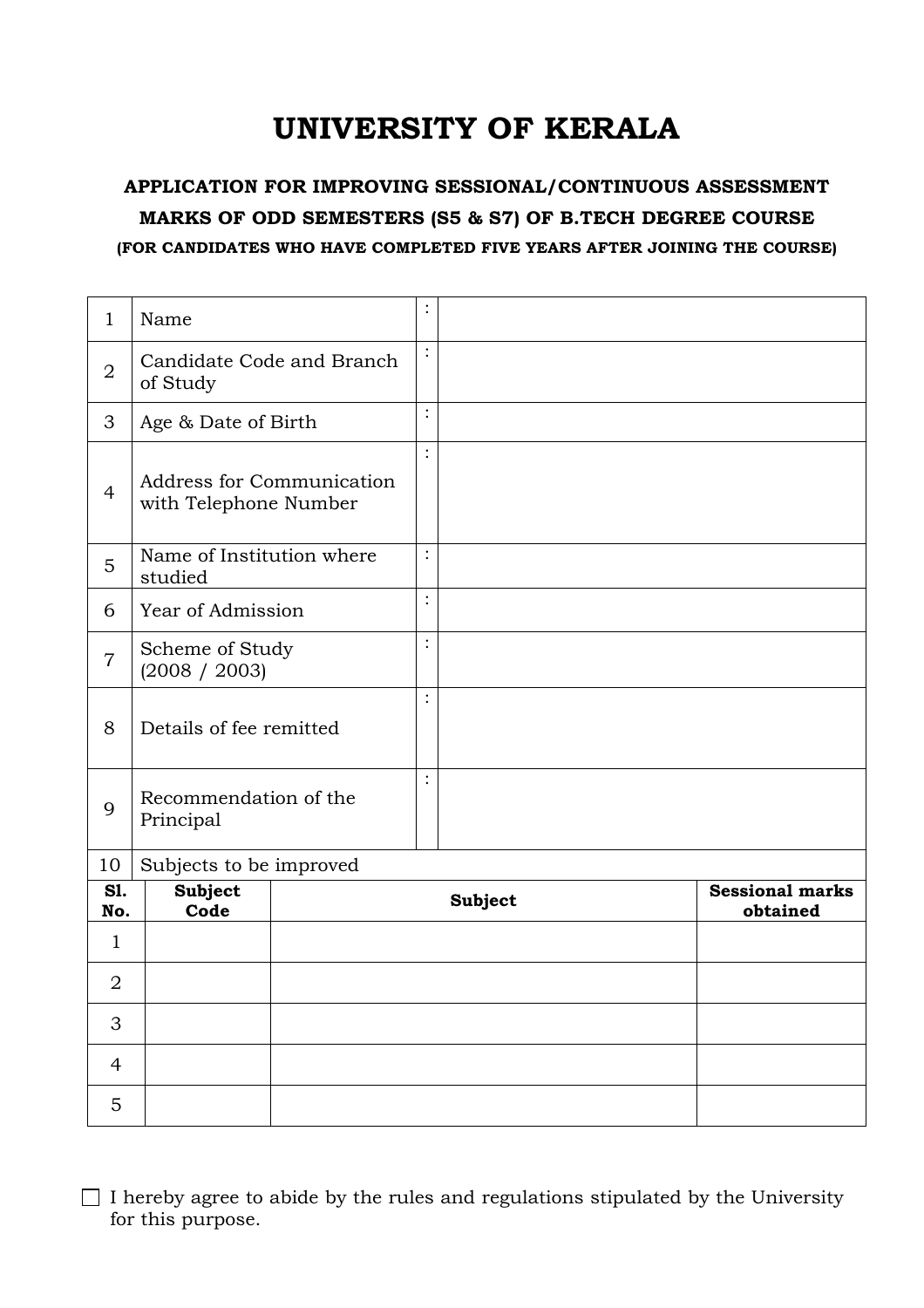# UNIVERSITY OF KERALA

### APPLICATION FOR IMPROVING SESSIONAL/CONTINUOUS ASSESSMENT MARKS OF ODD SEMESTERS (S5 & S7) OF B.TECH DEGREE COURSE

**(FOR CANDIDATES WHO HAVE COMPLETED FIVE YEARS AFTER JOINING THE COURSE)**

| | | | |
|---|---|---|---|
| 1 | Name | : | |
| 2 | Candidate Code and Branch of Study | : | |
| 3 | Age & Date of Birth | : | |
| 4 | Address for Communication with Telephone Number | : | |
| 5 | Name of Institution where studied | : | |
| 6 | Year of Admission | : | |
| 7 | Scheme of Study (2008 / 2003) | : | |
| 8 | Details of fee remitted | : | |
| 9 | Recommendation of the Principal | : | |
| 10 | Subjects to be improved | | |

| Sl. No. | Subject Code | Subject | Sessional marks obtained |
|---|---|---|---|
| 1 | | | |
| 2 | | | |
| 3 | | | |
| 4 | | | |
| 5 | | | |

☐ I hereby agree to abide by the rules and regulations stipulated by the University for this purpose.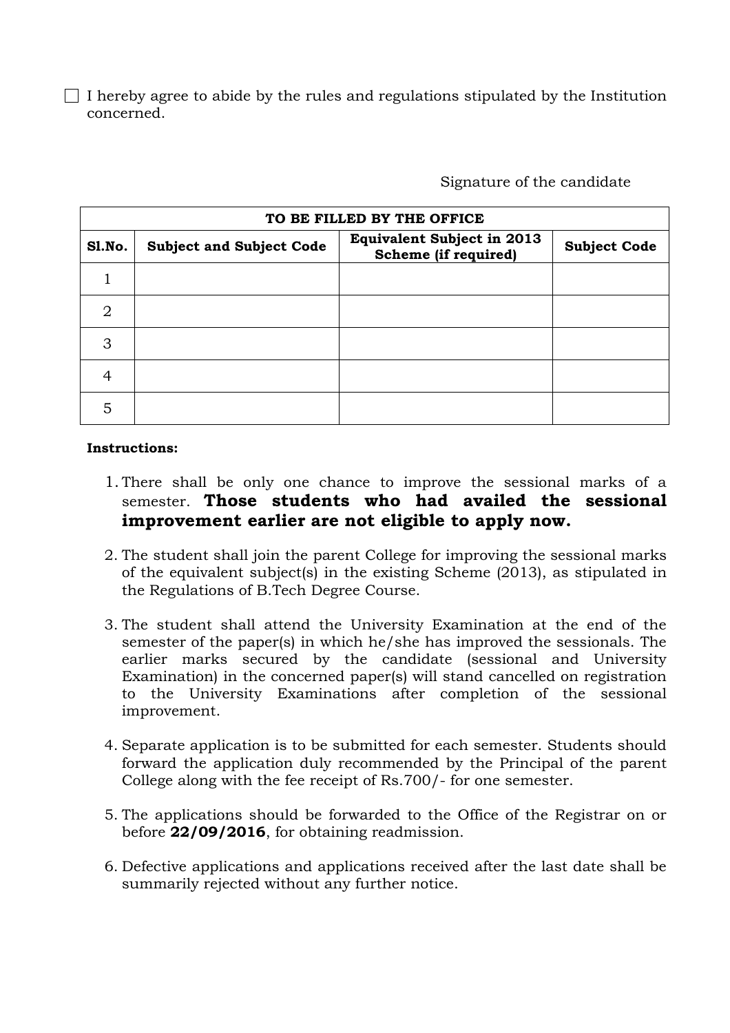☐ I hereby agree to abide by the rules and regulations stipulated by the Institution concerned.

Signature of the candidate

| TO BE FILLED BY THE OFFICE | | | |
|---|---|---|---|
| **Sl.No.** | **Subject and Subject Code** | **Equivalent Subject in 2013 Scheme (if required)** | **Subject Code** |
| 1 | | | |
| 2 | | | |
| 3 | | | |
| 4 | | | |
| 5 | | | |

**Instructions:**

1. There shall be only one chance to improve the sessional marks of a semester. **Those students who had availed the sessional improvement earlier are not eligible to apply now.**

2. The student shall join the parent College for improving the sessional marks of the equivalent subject(s) in the existing Scheme (2013), as stipulated in the Regulations of B.Tech Degree Course.

3. The student shall attend the University Examination at the end of the semester of the paper(s) in which he/she has improved the sessionals. The earlier marks secured by the candidate (sessional and University Examination) in the concerned paper(s) will stand cancelled on registration to the University Examinations after completion of the sessional improvement.

4. Separate application is to be submitted for each semester. Students should forward the application duly recommended by the Principal of the parent College along with the fee receipt of Rs.700/- for one semester.

5. The applications should be forwarded to the Office of the Registrar on or before **22/09/2016**, for obtaining readmission.

6. Defective applications and applications received after the last date shall be summarily rejected without any further notice.